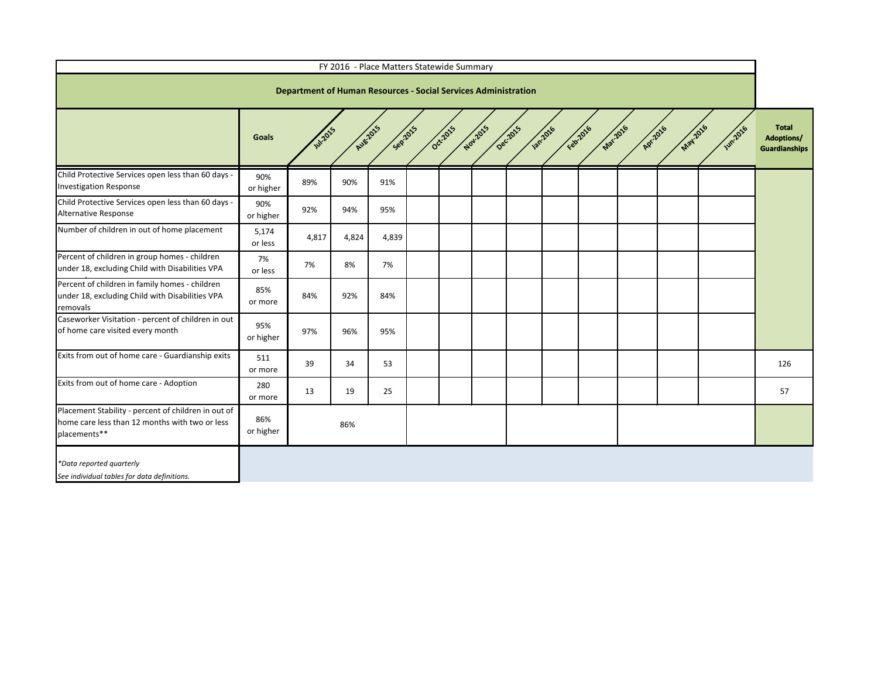# FY 2016 - Place Matters Statewide Summary

## Department of Human Resources - Social Services Administration

| | Goals | Jul-2015 | Aug-2015 | Sep-2015 | Oct-2015 | Nov-2015 | Dec-2015 | Jan-2016 | Feb-2016 | Mar-2016 | Apr-2016 | May-2016 | Jun-2016 | Total Adoptions/ Guardianships |
|---|---|---|---|---|---|---|---|---|---|---|---|---|---|---|
| Child Protective Services open less than 60 days - Investigation Response | 90% or higher | 89% | 90% | 91% | | | | | | | | | | |
| Child Protective Services open less than 60 days - Alternative Response | 90% or higher | 92% | 94% | 95% | | | | | | | | | | |
| Number of children in out of home placement | 5,174 or less | 4,817 | 4,824 | 4,839 | | | | | | | | | | |
| Percent of children in group homes - children under 18, excluding Child with Disabilities VPA | 7% or less | 7% | 8% | 7% | | | | | | | | | | |
| Percent of children in family homes - children under 18, excluding Child with Disabilities VPA removals | 85% or more | 84% | 92% | 84% | | | | | | | | | | |
| Caseworker Visitation - percent of children in out of home care visited every month | 95% or higher | 97% | 96% | 95% | | | | | | | | | | |
| Exits from out of home care - Guardianship exits | 511 or more | 39 | 34 | 53 | | | | | | | | | | 126 |
| Exits from out of home care - Adoption | 280 or more | 13 | 19 | 25 | | | | | | | | | | 57 |
| Placement Stability - percent of children in out of home care less than 12 months with two or less placements** | 86% or higher | 86% | | | | | | | | | | | | |

*Data reported quarterly*

*See individual tables for data definitions.*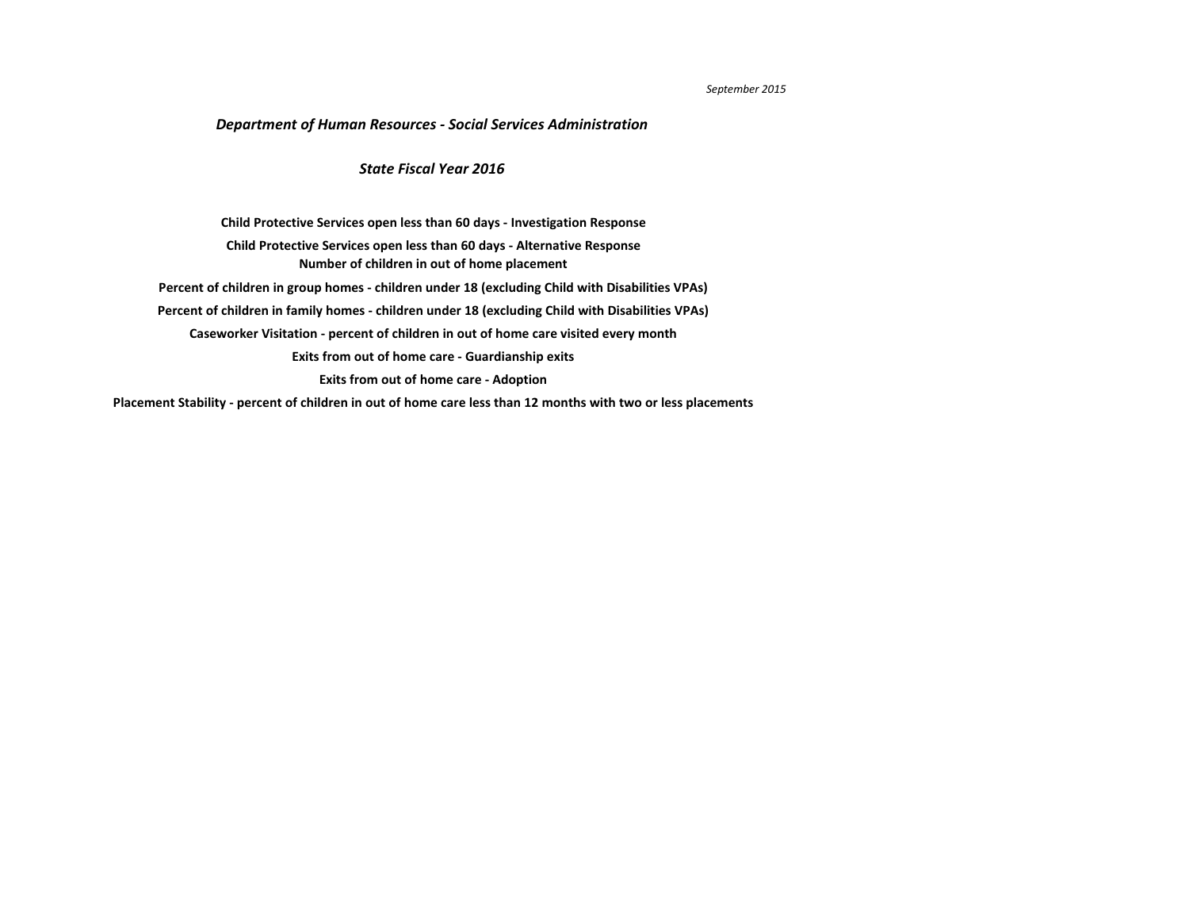*September 2015*

## *Department of Human Resources - Social Services Administration*

### *State Fiscal Year 2016*

**Child Protective Services open less than 60 days - Investigation Response**

**Child Protective Services open less than 60 days - Alternative Response**

**Number of children in out of home placement**

**Percent of children in group homes - children under 18 (excluding Child with Disabilities VPAs)**

**Percent of children in family homes - children under 18 (excluding Child with Disabilities VPAs)**

**Caseworker Visitation - percent of children in out of home care visited every month**

**Exits from out of home care - Guardianship exits**

**Exits from out of home care - Adoption**

**Placement Stability - percent of children in out of home care less than 12 months with two or less placements**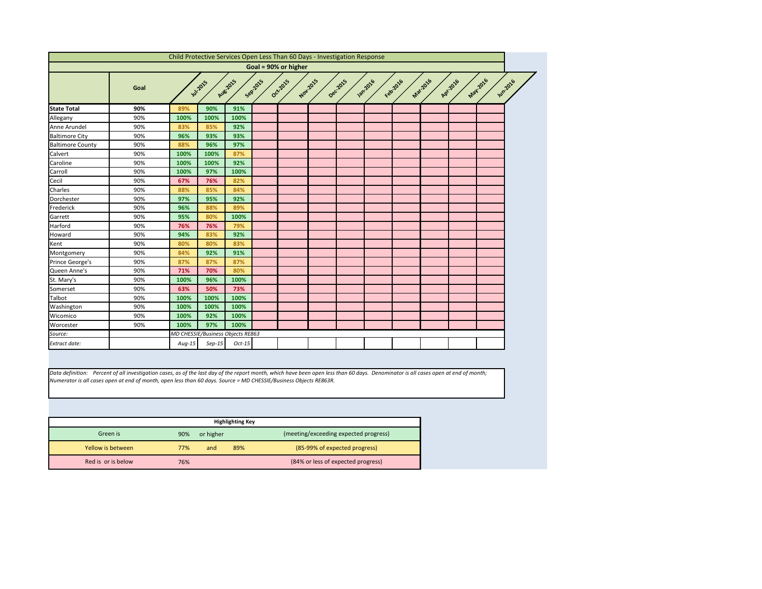| Child Protective Services Open Less Than 60 Days - Investigation Response | | | | | | | | | | | | | |
|---|---|---|---|---|---|---|---|---|---|---|---|---|---|
| Goal = 90% or higher | | | | | | | | | | | | | |
| | Goal | Jul-2015 | Aug-2015 | Sep-2015 | Oct-2015 | Nov-2015 | Dec-2015 | Jan-2016 | Feb-2016 | Mar-2016 | Apr-2016 | May-2016 | Jun-2016 |
| **State Total** | **90%** | **89%** | **90%** | **91%** | | | | | | | | | |
| Allegany | 90% | **100%** | **100%** | **100%** | | | | | | | | | |
| Anne Arundel | 90% | **83%** | **85%** | **92%** | | | | | | | | | |
| Baltimore City | 90% | **96%** | **93%** | **93%** | | | | | | | | | |
| Baltimore County | 90% | **88%** | **96%** | **97%** | | | | | | | | | |
| Calvert | 90% | **100%** | **100%** | **87%** | | | | | | | | | |
| Caroline | 90% | **100%** | **100%** | **92%** | | | | | | | | | |
| Carroll | 90% | **100%** | **97%** | **100%** | | | | | | | | | |
| Cecil | 90% | **67%** | **76%** | **82%** | | | | | | | | | |
| Charles | 90% | **88%** | **85%** | **84%** | | | | | | | | | |
| Dorchester | 90% | **97%** | **95%** | **92%** | | | | | | | | | |
| Frederick | 90% | **96%** | **88%** | **89%** | | | | | | | | | |
| Garrett | 90% | **95%** | **80%** | **100%** | | | | | | | | | |
| Harford | 90% | **76%** | **76%** | **79%** | | | | | | | | | |
| Howard | 90% | **94%** | **83%** | **92%** | | | | | | | | | |
| Kent | 90% | **80%** | **80%** | **83%** | | | | | | | | | |
| Montgomery | 90% | **84%** | **92%** | **91%** | | | | | | | | | |
| Prince George's | 90% | **87%** | **87%** | **87%** | | | | | | | | | |
| Queen Anne's | 90% | **71%** | **70%** | **80%** | | | | | | | | | |
| St. Mary's | 90% | **100%** | **96%** | **100%** | | | | | | | | | |
| Somerset | 90% | **63%** | **50%** | **73%** | | | | | | | | | |
| Talbot | 90% | **100%** | **100%** | **100%** | | | | | | | | | |
| Washington | 90% | **100%** | **100%** | **100%** | | | | | | | | | |
| Wicomico | 90% | **100%** | **92%** | **100%** | | | | | | | | | |
| Worcester | 90% | **100%** | **97%** | **100%** | | | | | | | | | |
| *Source:* | | *MD CHESSIE/Business Objects RE863* | | | | | | | | | | | |
| *Extract date:* | | *Aug-15* | *Sep-15* | *Oct-15* | | | | | | | | | |

*Data definition: Percent of all investigation cases, as of the last day of the report month, which have been open less than 60 days. Denominator is all cases open at end of month; Numerator is all cases open at end of month, open less than 60 days. Source = MD CHESSIE/Business Objects RE863R.*

| Highlighting Key | | | | |
|---|---|---|---|---|
| Green is | 90% | or higher | | (meeting/exceeding expected progress) |
| Yellow is between | 77% | and | 89% | (85-99% of expected progress) |
| Red is or is below | 76% | | | (84% or less of expected progress) |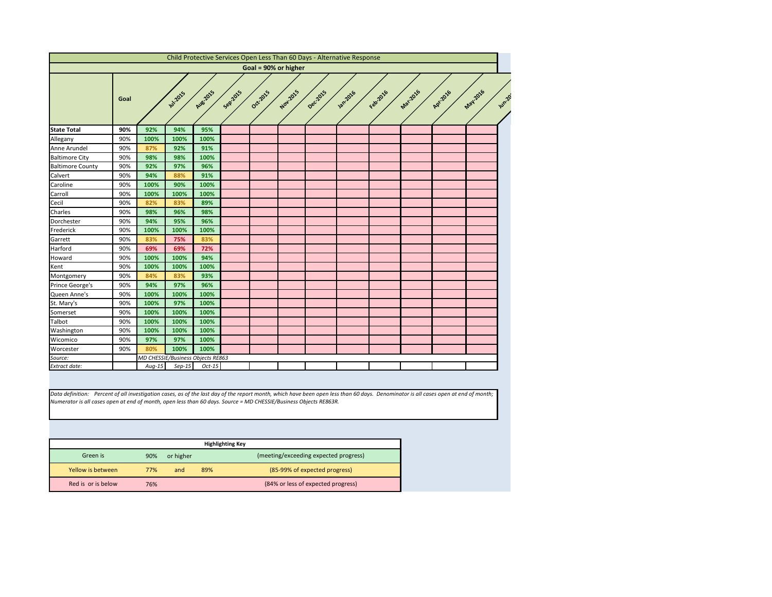| Child Protective Services Open Less Than 60 Days - Alternative Response | | | | | | | | | | | | | |
|---|---|---|---|---|---|---|---|---|---|---|---|---|---|
| Goal = 90% or higher | | | | | | | | | | | | | |
| | Goal | Jul-2015 | Aug-2015 | Sep-2015 | Oct-2015 | Nov-2015 | Dec-2015 | Jan-2016 | Feb-2016 | Mar-2016 | Apr-2016 | May-2016 | Jun-20 |
| **State Total** | **90%** | 92% | 94% | 95% | | | | | | | | | |
| Allegany | 90% | 100% | 100% | 100% | | | | | | | | | |
| Anne Arundel | 90% | 87% | 92% | 91% | | | | | | | | | |
| Baltimore City | 90% | 98% | 98% | 100% | | | | | | | | | |
| Baltimore County | 90% | 92% | 97% | 96% | | | | | | | | | |
| Calvert | 90% | 94% | 88% | 91% | | | | | | | | | |
| Caroline | 90% | 100% | 90% | 100% | | | | | | | | | |
| Carroll | 90% | 100% | 100% | 100% | | | | | | | | | |
| Cecil | 90% | 82% | 83% | 89% | | | | | | | | | |
| Charles | 90% | 98% | 96% | 98% | | | | | | | | | |
| Dorchester | 90% | 94% | 95% | 96% | | | | | | | | | |
| Frederick | 90% | 100% | 100% | 100% | | | | | | | | | |
| Garrett | 90% | 83% | 75% | 83% | | | | | | | | | |
| Harford | 90% | 69% | 69% | 72% | | | | | | | | | |
| Howard | 90% | 100% | 100% | 94% | | | | | | | | | |
| Kent | 90% | 100% | 100% | 100% | | | | | | | | | |
| Montgomery | 90% | 84% | 83% | 93% | | | | | | | | | |
| Prince George's | 90% | 94% | 97% | 96% | | | | | | | | | |
| Queen Anne's | 90% | 100% | 100% | 100% | | | | | | | | | |
| St. Mary's | 90% | 100% | 97% | 100% | | | | | | | | | |
| Somerset | 90% | 100% | 100% | 100% | | | | | | | | | |
| Talbot | 90% | 100% | 100% | 100% | | | | | | | | | |
| Washington | 90% | 100% | 100% | 100% | | | | | | | | | |
| Wicomico | 90% | 97% | 97% | 100% | | | | | | | | | |
| Worcester | 90% | 80% | 100% | 100% | | | | | | | | | |
| *Source:* | | *MD CHESSIE/Business Objects RE863* | | | | | | | | | | | |
| *Extract date:* | | *Aug-15* | *Sep-15* | *Oct-15* | | | | | | | | | |

*Data definition: Percent of all investigation cases, as of the last day of the report month, which have been open less than 60 days. Denominator is all cases open at end of month; Numerator is all cases open at end of month, open less than 60 days. Source = MD CHESSIE/Business Objects RE863R.*

| Highlighting Key | | | | |
|---|---|---|---|---|
| Green is | 90% | or higher | | (meeting/exceeding expected progress) |
| Yellow is between | 77% | and | 89% | (85-99% of expected progress) |
| Red is or is below | 76% | | | (84% or less of expected progress) |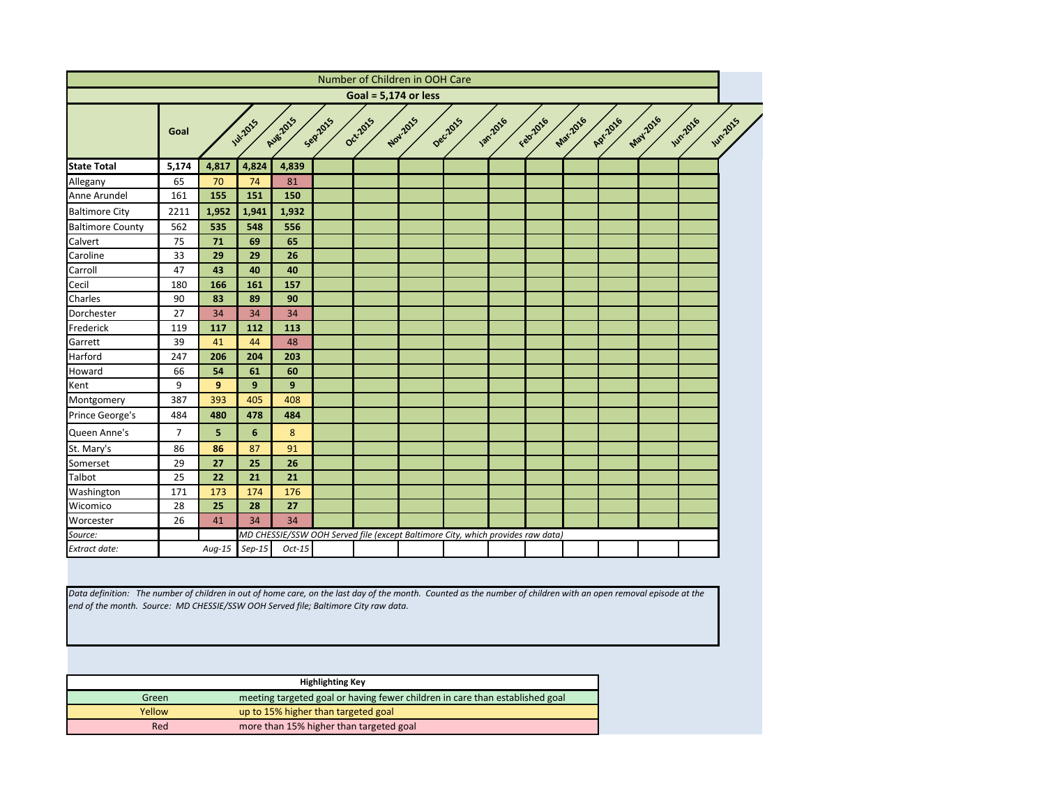| Number of Children in OOH Care | | | | | | | | | | | | | | |
|---|---|---|---|---|---|---|---|---|---|---|---|---|---|---|
| **Goal = 5,174 or less** | | | | | | | | | | | | | | |
| | **Goal** | Jul-2015 | Aug-2015 | Sep-2015 | Oct-2015 | Nov-2015 | Dec-2015 | Jan-2016 | Feb-2016 | Mar-2016 | Apr-2016 | May-2016 | Jun-2016 | Jun-2015 |
| **State Total** | **5,174** | **4,817** | **4,824** | **4,839** | | | | | | | | | | |
| Allegany | 65 | 70 | 74 | 81 | | | | | | | | | | |
| Anne Arundel | 161 | **155** | **151** | **150** | | | | | | | | | | |
| Baltimore City | 2211 | **1,952** | **1,941** | **1,932** | | | | | | | | | | |
| Baltimore County | 562 | **535** | **548** | **556** | | | | | | | | | | |
| Calvert | 75 | **71** | **69** | **65** | | | | | | | | | | |
| Caroline | 33 | **29** | **29** | **26** | | | | | | | | | | |
| Carroll | 47 | **43** | **40** | **40** | | | | | | | | | | |
| Cecil | 180 | **166** | **161** | **157** | | | | | | | | | | |
| Charles | 90 | **83** | **89** | **90** | | | | | | | | | | |
| Dorchester | 27 | 34 | 34 | 34 | | | | | | | | | | |
| Frederick | 119 | **117** | **112** | **113** | | | | | | | | | | |
| Garrett | 39 | 41 | 44 | 48 | | | | | | | | | | |
| Harford | 247 | **206** | **204** | **203** | | | | | | | | | | |
| Howard | 66 | **54** | **61** | **60** | | | | | | | | | | |
| Kent | 9 | **9** | **9** | **9** | | | | | | | | | | |
| Montgomery | 387 | 393 | 405 | 408 | | | | | | | | | | |
| Prince George's | 484 | **480** | **478** | **484** | | | | | | | | | | |
| Queen Anne's | 7 | **5** | **6** | 8 | | | | | | | | | | |
| St. Mary's | 86 | **86** | 87 | 91 | | | | | | | | | | |
| Somerset | 29 | **27** | **25** | **26** | | | | | | | | | | |
| Talbot | 25 | **22** | **21** | **21** | | | | | | | | | | |
| Washington | 171 | 173 | 174 | 176 | | | | | | | | | | |
| Wicomico | 28 | **25** | **28** | **27** | | | | | | | | | | |
| Worcester | 26 | 41 | 34 | 34 | | | | | | | | | | |
| *Source:* | | | *MD CHESSIE/SSW OOH Served file (except Baltimore City, which provides raw data)* | | | | | | | | | | | |
| *Extract date:* | | *Aug-15* | *Sep-15* | *Oct-15* | | | | | | | | | | |

*Data definition: The number of children in out of home care, on the last day of the month. Counted as the number of children with an open removal episode at the end of the month. Source: MD CHESSIE/SSW OOH Served file; Baltimore City raw data.*

| **Highlighting Key** | |
|---|---|
| Green | meeting targeted goal or having fewer children in care than established goal |
| Yellow | up to 15% higher than targeted goal |
| Red | more than 15% higher than targeted goal |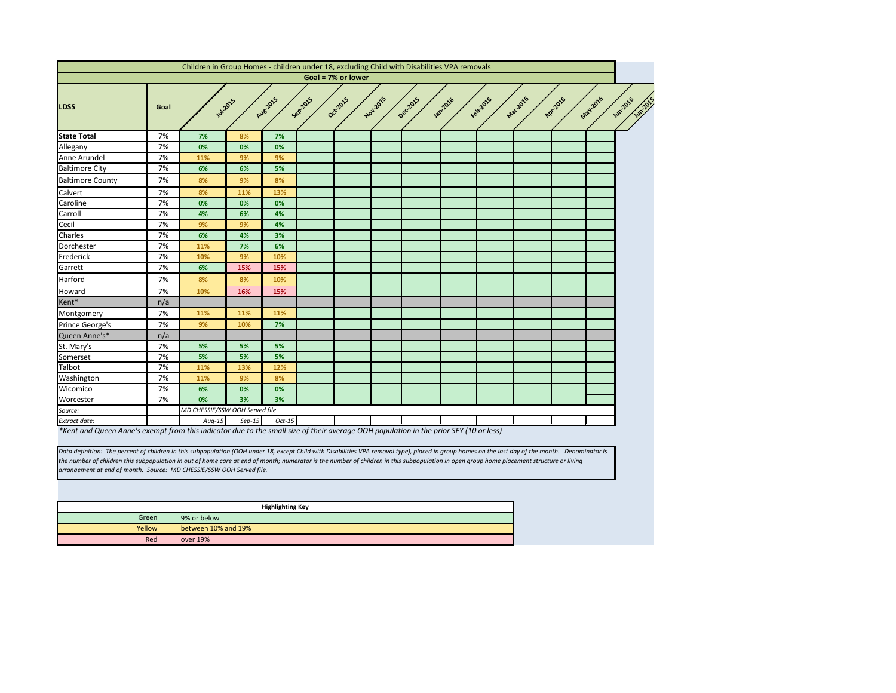| Children in Group Homes - children under 18, excluding Child with Disabilities VPA removals | | | | | | | | | | | | | | |
|---|---|---|---|---|---|---|---|---|---|---|---|---|---|---|
| **Goal = 7% or lower** | | | | | | | | | | | | | | |
| **LDSS** | **Goal** | Jul-2015 | Aug-2015 | Sep-2015 | Oct-2015 | Nov-2015 | Dec-2015 | Jan-2016 | Feb-2016 | Mar-2016 | Apr-2016 | May-2016 | Jun-2016 | Jun-2015 |
| **State Total** | 7% | 7% | 8% | 7% | | | | | | | | | | |
| Allegany | 7% | 0% | 0% | 0% | | | | | | | | | | |
| Anne Arundel | 7% | 11% | 9% | 9% | | | | | | | | | | |
| Baltimore City | 7% | 6% | 6% | 5% | | | | | | | | | | |
| Baltimore County | 7% | 8% | 9% | 8% | | | | | | | | | | |
| Calvert | 7% | 8% | 11% | 13% | | | | | | | | | | |
| Caroline | 7% | 0% | 0% | 0% | | | | | | | | | | |
| Carroll | 7% | 4% | 6% | 4% | | | | | | | | | | |
| Cecil | 7% | 9% | 9% | 4% | | | | | | | | | | |
| Charles | 7% | 6% | 4% | 3% | | | | | | | | | | |
| Dorchester | 7% | 11% | 7% | 6% | | | | | | | | | | |
| Frederick | 7% | 10% | 9% | 10% | | | | | | | | | | |
| Garrett | 7% | 6% | 15% | 15% | | | | | | | | | | |
| Harford | 7% | 8% | 8% | 10% | | | | | | | | | | |
| Howard | 7% | 10% | 16% | 15% | | | | | | | | | | |
| Kent* | n/a | | | | | | | | | | | | | |
| Montgomery | 7% | 11% | 11% | 11% | | | | | | | | | | |
| Prince George's | 7% | 9% | 10% | 7% | | | | | | | | | | |
| Queen Anne's* | n/a | | | | | | | | | | | | | |
| St. Mary's | 7% | 5% | 5% | 5% | | | | | | | | | | |
| Somerset | 7% | 5% | 5% | 5% | | | | | | | | | | |
| Talbot | 7% | 11% | 13% | 12% | | | | | | | | | | |
| Washington | 7% | 11% | 9% | 8% | | | | | | | | | | |
| Wicomico | 7% | 6% | 0% | 0% | | | | | | | | | | |
| Worcester | 7% | 0% | 3% | 3% | | | | | | | | | | |
| *Source:* | | *MD CHESSIE/SSW OOH Served file* | | | | | | | | | | | | |
| *Extract date:* | | *Aug-15* | *Sep-15* | *Oct-15* | | | | | | | | | | |

*\*Kent and Queen Anne's exempt from this indicator due to the small size of their average OOH population in the prior SFY (10 or less)*

*Data definition: The percent of children in this subpopulation (OOH under 18, except Child with Disabilities VPA removal type), placed in group homes on the last day of the month. Denominator is the number of children this subpopulation in out of home care at end of month; numerator is the number of children in this subpopulation in open group home placement structure or living arrangement at end of month. Source: MD CHESSIE/SSW OOH Served file.*

| **Highlighting Key** | |
|---|---|
| Green | 9% or below |
| Yellow | between 10% and 19% |
| Red | over 19% |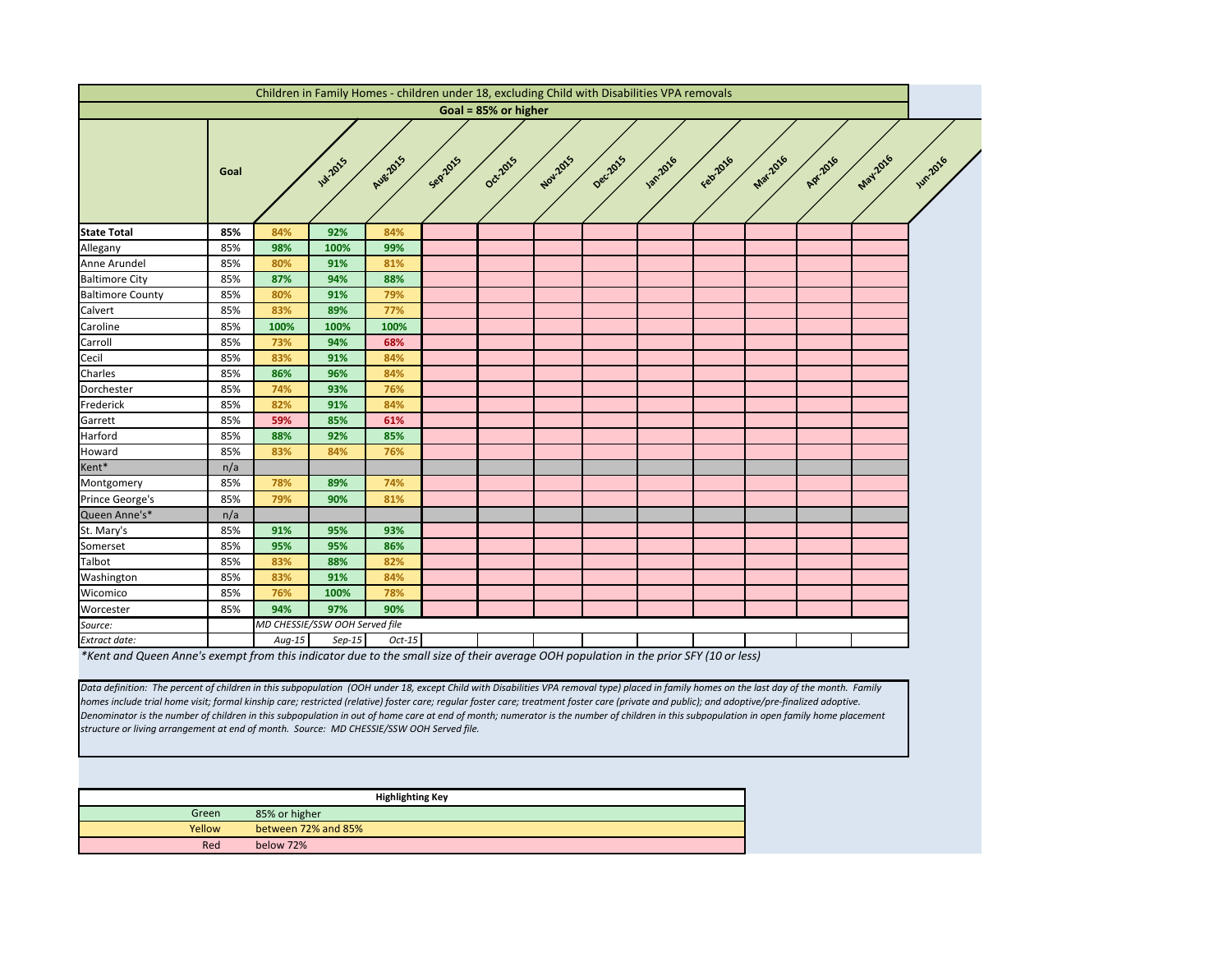| Children in Family Homes - children under 18, excluding Child with Disabilities VPA removals | | | | | | | | | | | | | |
|---|---|---|---|---|---|---|---|---|---|---|---|---|---|
| Goal = 85% or higher | | | | | | | | | | | | | |
| | Goal | Jul-2015 | Aug-2015 | Sep-2015 | Oct-2015 | Nov-2015 | Dec-2015 | Jan-2016 | Feb-2016 | Mar-2016 | Apr-2016 | May-2016 | Jun-2016 |
| **State Total** | **85%** | 84% | 92% | 84% | | | | | | | | | |
| Allegany | 85% | 98% | 100% | 99% | | | | | | | | | |
| Anne Arundel | 85% | 80% | 91% | 81% | | | | | | | | | |
| Baltimore City | 85% | 87% | 94% | 88% | | | | | | | | | |
| Baltimore County | 85% | 80% | 91% | 79% | | | | | | | | | |
| Calvert | 85% | 83% | 89% | 77% | | | | | | | | | |
| Caroline | 85% | 100% | 100% | 100% | | | | | | | | | |
| Carroll | 85% | 73% | 94% | 68% | | | | | | | | | |
| Cecil | 85% | 83% | 91% | 84% | | | | | | | | | |
| Charles | 85% | 86% | 96% | 84% | | | | | | | | | |
| Dorchester | 85% | 74% | 93% | 76% | | | | | | | | | |
| Frederick | 85% | 82% | 91% | 84% | | | | | | | | | |
| Garrett | 85% | 59% | 85% | 61% | | | | | | | | | |
| Harford | 85% | 88% | 92% | 85% | | | | | | | | | |
| Howard | 85% | 83% | 84% | 76% | | | | | | | | | |
| Kent* | n/a | | | | | | | | | | | | |
| Montgomery | 85% | 78% | 89% | 74% | | | | | | | | | |
| Prince George's | 85% | 79% | 90% | 81% | | | | | | | | | |
| Queen Anne's* | n/a | | | | | | | | | | | | |
| St. Mary's | 85% | 91% | 95% | 93% | | | | | | | | | |
| Somerset | 85% | 95% | 95% | 86% | | | | | | | | | |
| Talbot | 85% | 83% | 88% | 82% | | | | | | | | | |
| Washington | 85% | 83% | 91% | 84% | | | | | | | | | |
| Wicomico | 85% | 76% | 100% | 78% | | | | | | | | | |
| Worcester | 85% | 94% | 97% | 90% | | | | | | | | | |
| *Source:* | | *MD CHESSIE/SSW OOH Served file* | | | | | | | | | | | |
| *Extract date:* | | *Aug-15* | *Sep-15* | *Oct-15* | | | | | | | | | |

*\*Kent and Queen Anne's exempt from this indicator due to the small size of their average OOH population in the prior SFY (10 or less)*

*Data definition: The percent of children in this subpopulation (OOH under 18, except Child with Disabilities VPA removal type) placed in family homes on the last day of the month. Family homes include trial home visit; formal kinship care; restricted (relative) foster care; regular foster care; treatment foster care (private and public); and adoptive/pre-finalized adoptive. Denominator is the number of children in this subpopulation in out of home care at end of month; numerator is the number of children in this subpopulation in open family home placement structure or living arrangement at end of month. Source: MD CHESSIE/SSW OOH Served file.*

| Highlighting Key | |
|---|---|
| Green | 85% or higher |
| Yellow | between 72% and 85% |
| Red | below 72% |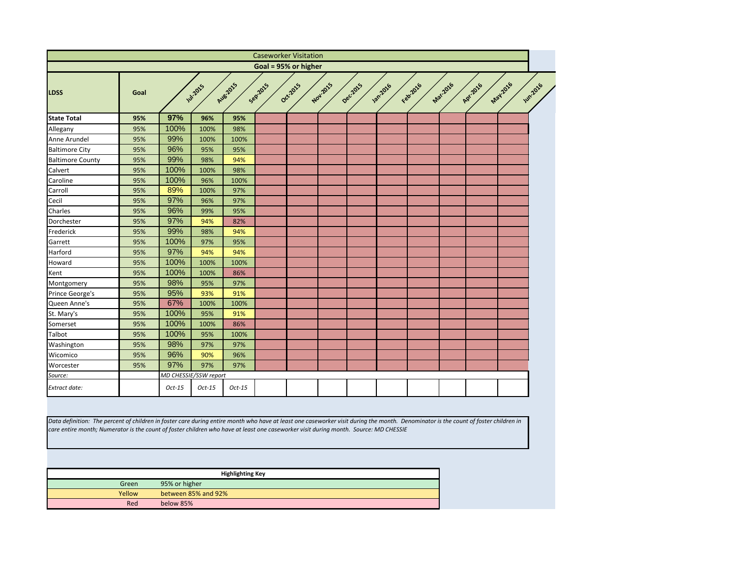## Caseworker Visitation

**Goal = 95% or higher**

| LDSS | Goal | Jul-2015 | Aug-2015 | Sep-2015 | Oct-2015 | Nov-2015 | Dec-2015 | Jan-2016 | Feb-2016 | Mar-2016 | Apr-2016 | May-2016 | Jun-2016 |
|---|---|---|---|---|---|---|---|---|---|---|---|---|---|
| **State Total** | **95%** | **97%** | **96%** | **95%** | | | | | | | | | |
| Allegany | 95% | 100% | 100% | 98% | | | | | | | | | |
| Anne Arundel | 95% | 99% | 100% | 100% | | | | | | | | | |
| Baltimore City | 95% | 96% | 95% | 95% | | | | | | | | | |
| Baltimore County | 95% | 99% | 98% | 94% | | | | | | | | | |
| Calvert | 95% | 100% | 100% | 98% | | | | | | | | | |
| Caroline | 95% | 100% | 96% | 100% | | | | | | | | | |
| Carroll | 95% | 89% | 100% | 97% | | | | | | | | | |
| Cecil | 95% | 97% | 96% | 97% | | | | | | | | | |
| Charles | 95% | 96% | 99% | 95% | | | | | | | | | |
| Dorchester | 95% | 97% | 94% | 82% | | | | | | | | | |
| Frederick | 95% | 99% | 98% | 94% | | | | | | | | | |
| Garrett | 95% | 100% | 97% | 95% | | | | | | | | | |
| Harford | 95% | 97% | 94% | 94% | | | | | | | | | |
| Howard | 95% | 100% | 100% | 100% | | | | | | | | | |
| Kent | 95% | 100% | 100% | 86% | | | | | | | | | |
| Montgomery | 95% | 98% | 95% | 97% | | | | | | | | | |
| Prince George's | 95% | 95% | 93% | 91% | | | | | | | | | |
| Queen Anne's | 95% | 67% | 100% | 100% | | | | | | | | | |
| St. Mary's | 95% | 100% | 95% | 91% | | | | | | | | | |
| Somerset | 95% | 100% | 100% | 86% | | | | | | | | | |
| Talbot | 95% | 100% | 95% | 100% | | | | | | | | | |
| Washington | 95% | 98% | 97% | 97% | | | | | | | | | |
| Wicomico | 95% | 96% | 90% | 96% | | | | | | | | | |
| Worcester | 95% | 97% | 97% | 97% | | | | | | | | | |
| *Source:* | | *MD CHESSIE/SSW report* | | | | | | | | | | | |
| *Extract date:* | | *Oct-15* | *Oct-15* | *Oct-15* | | | | | | | | | |

*Data definition: The percent of children in foster care during entire month who have at least one caseworker visit during the month. Denominator is the count of foster children in care entire month; Numerator is the count of foster children who have at least one caseworker visit during month. Source: MD CHESSIE*

| Highlighting Key | |
|---|---|
| Green | 95% or higher |
| Yellow | between 85% and 92% |
| Red | below 85% |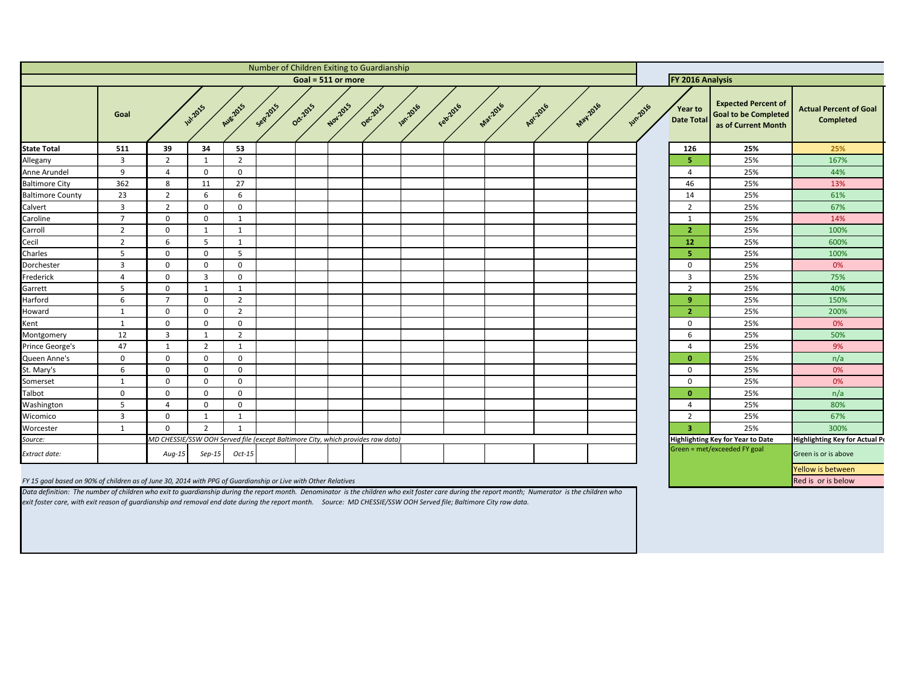## Number of Children Exiting to Guardianship

**Goal = 511 or more**

| | Goal | Jul-2015 | Aug-2015 | Sep-2015 | Oct-2015 | Nov-2015 | Dec-2015 | Jan-2016 | Feb-2016 | Mar-2016 | Apr-2016 | May-2016 | Jun-2016 | Year to Date Total | Expected Percent of Goal to be Completed as of Current Month | Actual Percent of Goal Completed |
|---|---|---|---|---|---|---|---|---|---|---|---|---|---|---|---|---|
| **State Total** | **511** | **39** | **34** | **53** | | | | | | | | | | **126** | **25%** | **25%** |
| Allegany | 3 | 2 | 1 | 2 | | | | | | | | | | **5** | 25% | 167% |
| Anne Arundel | 9 | 4 | 0 | 0 | | | | | | | | | | 4 | 25% | 44% |
| Baltimore City | 362 | 8 | 11 | 27 | | | | | | | | | | 46 | 25% | 13% |
| Baltimore County | 23 | 2 | 6 | 6 | | | | | | | | | | 14 | 25% | 61% |
| Calvert | 3 | 2 | 0 | 0 | | | | | | | | | | 2 | 25% | 67% |
| Caroline | 7 | 0 | 0 | 1 | | | | | | | | | | 1 | 25% | 14% |
| Carroll | 2 | 0 | 1 | 1 | | | | | | | | | | **2** | 25% | 100% |
| Cecil | 2 | 6 | 5 | 1 | | | | | | | | | | **12** | 25% | 600% |
| Charles | 5 | 0 | 0 | 5 | | | | | | | | | | **5** | 25% | 100% |
| Dorchester | 3 | 0 | 0 | 0 | | | | | | | | | | 0 | 25% | 0% |
| Frederick | 4 | 0 | 3 | 0 | | | | | | | | | | 3 | 25% | 75% |
| Garrett | 5 | 0 | 1 | 1 | | | | | | | | | | 2 | 25% | 40% |
| Harford | 6 | 7 | 0 | 2 | | | | | | | | | | **9** | 25% | 150% |
| Howard | 1 | 0 | 0 | 2 | | | | | | | | | | **2** | 25% | 200% |
| Kent | 1 | 0 | 0 | 0 | | | | | | | | | | 0 | 25% | 0% |
| Montgomery | 12 | 3 | 1 | 2 | | | | | | | | | | 6 | 25% | 50% |
| Prince George's | 47 | 1 | 2 | 1 | | | | | | | | | | 4 | 25% | 9% |
| Queen Anne's | 0 | 0 | 0 | 0 | | | | | | | | | | **0** | 25% | n/a |
| St. Mary's | 6 | 0 | 0 | 0 | | | | | | | | | | 0 | 25% | 0% |
| Somerset | 1 | 0 | 0 | 0 | | | | | | | | | | 0 | 25% | 0% |
| Talbot | 0 | 0 | 0 | 0 | | | | | | | | | | **0** | 25% | n/a |
| Washington | 5 | 4 | 0 | 0 | | | | | | | | | | 4 | 25% | 80% |
| Wicomico | 3 | 0 | 1 | 1 | | | | | | | | | | 2 | 25% | 67% |
| Worcester | 1 | 0 | 2 | 1 | | | | | | | | | | **3** | 25% | 300% |
| *Source:* | | *MD CHESSIE/SSW OOH Served file (except Baltimore City, which provides raw data)* | | | | | | | | | | | | | | |
| *Extract date:* | | *Aug-15* | *Sep-15* | *Oct-15* | | | | | | | | | | | | |

**FY 2016 Analysis**

**Highlighting Key for Year to Date**
Green = met/exceeded FY goal

**Highlighting Key for Actual Pe**
Green is or is above
Yellow is between
Red is or is below

*FY 15 goal based on 90% of children as of June 30, 2014 with PPG of Guardianship or Live with Other Relatives*

*Data definition: The number of children who exit to guardianship during the report month. Denominator is the children who exit foster care during the report month; Numerator is the children who exit foster care, with exit reason of guardianship and removal end date during the report month. Source: MD CHESSIE/SSW OOH Served file; Baltimore City raw data.*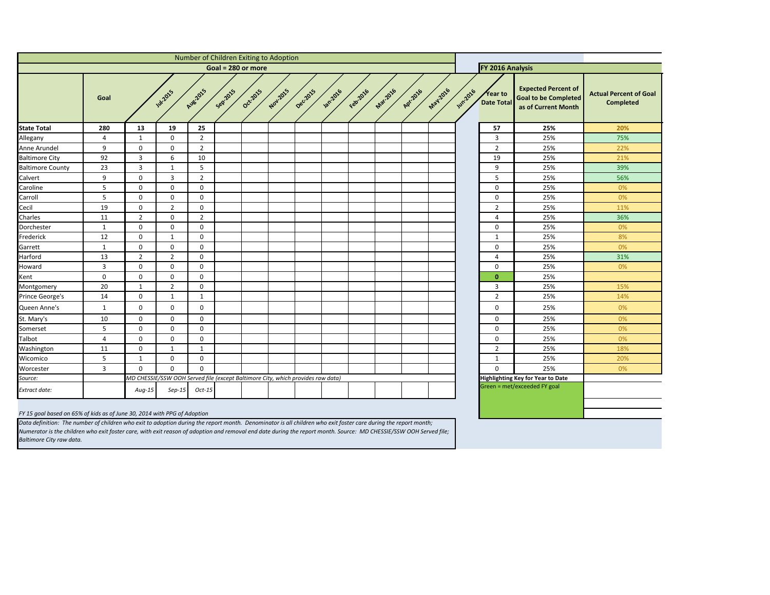| Number of Children Exiting to Adoption | | | | | | | | | | | | | | FY 2016 Analysis | | |
|---|---|---|---|---|---|---|---|---|---|---|---|---|---|---|---|---|
| Goal = 280 or more | | | | | | | | | | | | | | | | |
| | Goal | Jul-2015 | Aug-2015 | Sep-2015 | Oct-2015 | Nov-2015 | Dec-2015 | Jan-2016 | Feb-2016 | Mar-2016 | Apr-2016 | May-2016 | Jun-2016 | Year to Date Total | Expected Percent of Goal to be Completed as of Current Month | Actual Percent of Goal Completed |
| **State Total** | **280** | **13** | **19** | **25** | | | | | | | | | | **57** | **25%** | **20%** |
| Allegany | 4 | 1 | 0 | 2 | | | | | | | | | | 3 | 25% | 75% |
| Anne Arundel | 9 | 0 | 0 | 2 | | | | | | | | | | 2 | 25% | 22% |
| Baltimore City | 92 | 3 | 6 | 10 | | | | | | | | | | 19 | 25% | 21% |
| Baltimore County | 23 | 3 | 1 | 5 | | | | | | | | | | 9 | 25% | 39% |
| Calvert | 9 | 0 | 3 | 2 | | | | | | | | | | 5 | 25% | 56% |
| Caroline | 5 | 0 | 0 | 0 | | | | | | | | | | 0 | 25% | 0% |
| Carroll | 5 | 0 | 0 | 0 | | | | | | | | | | 0 | 25% | 0% |
| Cecil | 19 | 0 | 2 | 0 | | | | | | | | | | 2 | 25% | 11% |
| Charles | 11 | 2 | 0 | 2 | | | | | | | | | | 4 | 25% | 36% |
| Dorchester | 1 | 0 | 0 | 0 | | | | | | | | | | 0 | 25% | 0% |
| Frederick | 12 | 0 | 1 | 0 | | | | | | | | | | 1 | 25% | 8% |
| Garrett | 1 | 0 | 0 | 0 | | | | | | | | | | 0 | 25% | 0% |
| Harford | 13 | 2 | 2 | 0 | | | | | | | | | | 4 | 25% | 31% |
| Howard | 3 | 0 | 0 | 0 | | | | | | | | | | 0 | 25% | 0% |
| Kent | 0 | 0 | 0 | 0 | | | | | | | | | | **0** | 25% | |
| Montgomery | 20 | 1 | 2 | 0 | | | | | | | | | | 3 | 25% | 15% |
| Prince George's | 14 | 0 | 1 | 1 | | | | | | | | | | 2 | 25% | 14% |
| Queen Anne's | 1 | 0 | 0 | 0 | | | | | | | | | | 0 | 25% | 0% |
| St. Mary's | 10 | 0 | 0 | 0 | | | | | | | | | | 0 | 25% | 0% |
| Somerset | 5 | 0 | 0 | 0 | | | | | | | | | | 0 | 25% | 0% |
| Talbot | 4 | 0 | 0 | 0 | | | | | | | | | | 0 | 25% | 0% |
| Washington | 11 | 0 | 1 | 1 | | | | | | | | | | 2 | 25% | 18% |
| Wicomico | 5 | 1 | 0 | 0 | | | | | | | | | | 1 | 25% | 20% |
| Worcester | 3 | 0 | 0 | 0 | | | | | | | | | | 0 | 25% | 0% |
| *Source:* | | *MD CHESSIE/SSW OOH Served file (except Baltimore City, which provides raw data)* | | | | | | | | | | | | **Highlighting Key for Year to Date** | | |
| *Extract date:* | | *Aug-15* | *Sep-15* | *Oct-15* | | | | | | | | | | Green = met/exceeded FY goal | | |

*FY 15 goal based on 65% of kids as of June 30, 2014 with PPG of Adoption*

*Data definition: The number of children who exit to adoption during the report month. Denominator is all children who exit foster care during the report month; Numerator is the children who exit foster care, with exit reason of adoption and removal end date during the report month. Source: MD CHESSIE/SSW OOH Served file; Baltimore City raw data.*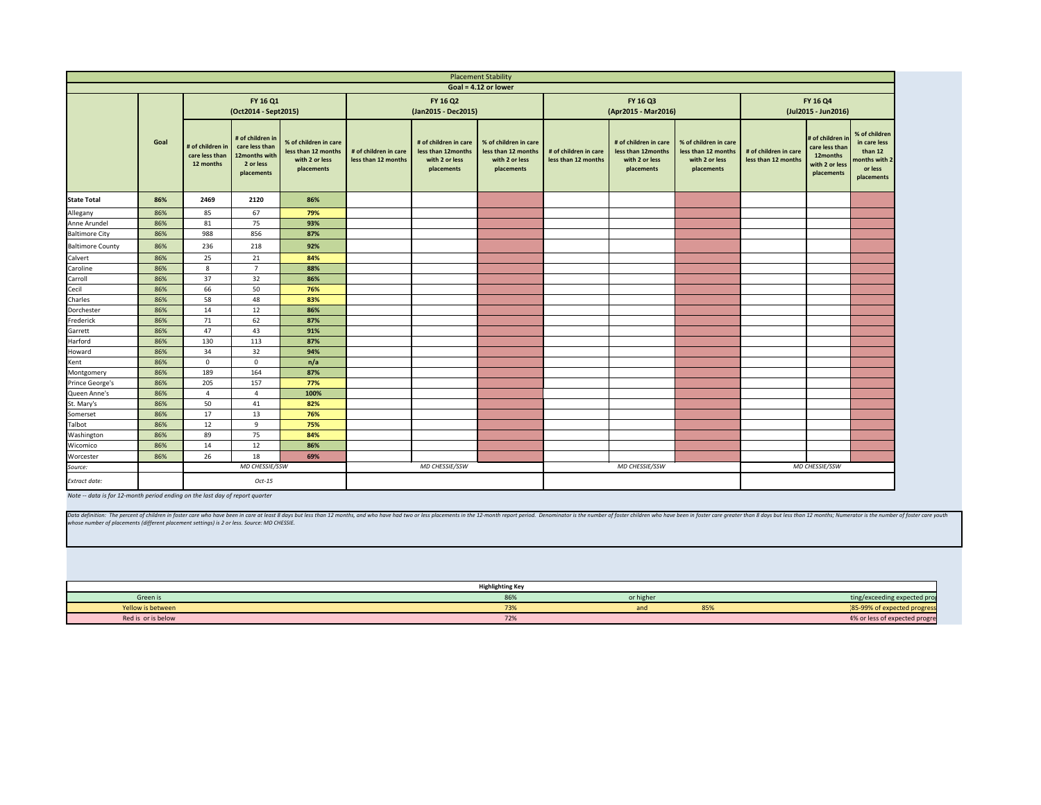| Placement Stability | | | | | | | | | | | | | |
|---|---|---|---|---|---|---|---|---|---|---|---|---|---|
| Goal = 4.12 or lower | | | | | | | | | | | | | |
| | | FY 16 Q1 (Oct2014 - Sept2015) | | | FY 16 Q2 (Jan2015 - Dec2015) | | | FY 16 Q3 (Apr2015 - Mar2016) | | | FY 16 Q4 (Jul2015 - Jun2016) | | |
| | Goal | # of children in care less than 12 months | # of children in care less than 12months with 2 or less placements | % of children in care less than 12 months with 2 or less placements | # of children in care less than 12 months | # of children in care less than 12months with 2 or less placements | % of children in care less than 12 months with 2 or less placements | # of children in care less than 12 months | # of children in care less than 12months with 2 or less placements | % of children in care less than 12 months with 2 or less placements | # of children in care less than 12 months | # of children in care less than 12months with 2 or less placements | % of children in care less than 12 months with 2 or less placements |
| **State Total** | **86%** | **2469** | **2120** | **86%** | | | | | | | | | |
| Allegany | 86% | 85 | 67 | **79%** | | | | | | | | | |
| Anne Arundel | 86% | 81 | 75 | **93%** | | | | | | | | | |
| Baltimore City | 86% | 988 | 856 | **87%** | | | | | | | | | |
| Baltimore County | 86% | 236 | 218 | **92%** | | | | | | | | | |
| Calvert | 86% | 25 | 21 | **84%** | | | | | | | | | |
| Caroline | 86% | 8 | 7 | **88%** | | | | | | | | | |
| Carroll | 86% | 37 | 32 | **86%** | | | | | | | | | |
| Cecil | 86% | 66 | 50 | **76%** | | | | | | | | | |
| Charles | 86% | 58 | 48 | **83%** | | | | | | | | | |
| Dorchester | 86% | 14 | 12 | **86%** | | | | | | | | | |
| Frederick | 86% | 71 | 62 | **87%** | | | | | | | | | |
| Garrett | 86% | 47 | 43 | **91%** | | | | | | | | | |
| Harford | 86% | 130 | 113 | **87%** | | | | | | | | | |
| Howard | 86% | 34 | 32 | **94%** | | | | | | | | | |
| Kent | 86% | 0 | 0 | **n/a** | | | | | | | | | |
| Montgomery | 86% | 189 | 164 | **87%** | | | | | | | | | |
| Prince George's | 86% | 205 | 157 | **77%** | | | | | | | | | |
| Queen Anne's | 86% | 4 | 4 | **100%** | | | | | | | | | |
| St. Mary's | 86% | 50 | 41 | **82%** | | | | | | | | | |
| Somerset | 86% | 17 | 13 | **76%** | | | | | | | | | |
| Talbot | 86% | 12 | 9 | **75%** | | | | | | | | | |
| Washington | 86% | 89 | 75 | **84%** | | | | | | | | | |
| Wicomico | 86% | 14 | 12 | **86%** | | | | | | | | | |
| Worcester | 86% | 26 | 18 | **69%** | | | | | | | | | |
| *Source:* | | *MD CHESSIE/SSW* | | | *MD CHESSIE/SSW* | | | *MD CHESSIE/SSW* | | | *MD CHESSIE/SSW* | | |
| *Extract date:* | | *Oct-15* | | | | | | | | | | | |

*Note -- data is for 12-month period ending on the last day of report quarter*

*Data definition: The percent of children in foster care who have been in care at least 8 days but less than 12 months, and who have had two or less placements in the 12-month report period. Denominator is the number of foster children who have been in foster care greater than 8 days but less than 12 months; Numerator is the number of foster care youth whose number of placements (different placement settings) is 2 or less. Source: MD CHESSIE.*

| Highlighting Key | | | | |
|---|---|---|---|---|
| Green is | 86% | or higher | | ting/exceeding expected pro |
| Yellow is between | 73% | and | 85% | 85-99% of expected progress |
| Red is or is below | 72% | | | 4% or less of expected progre |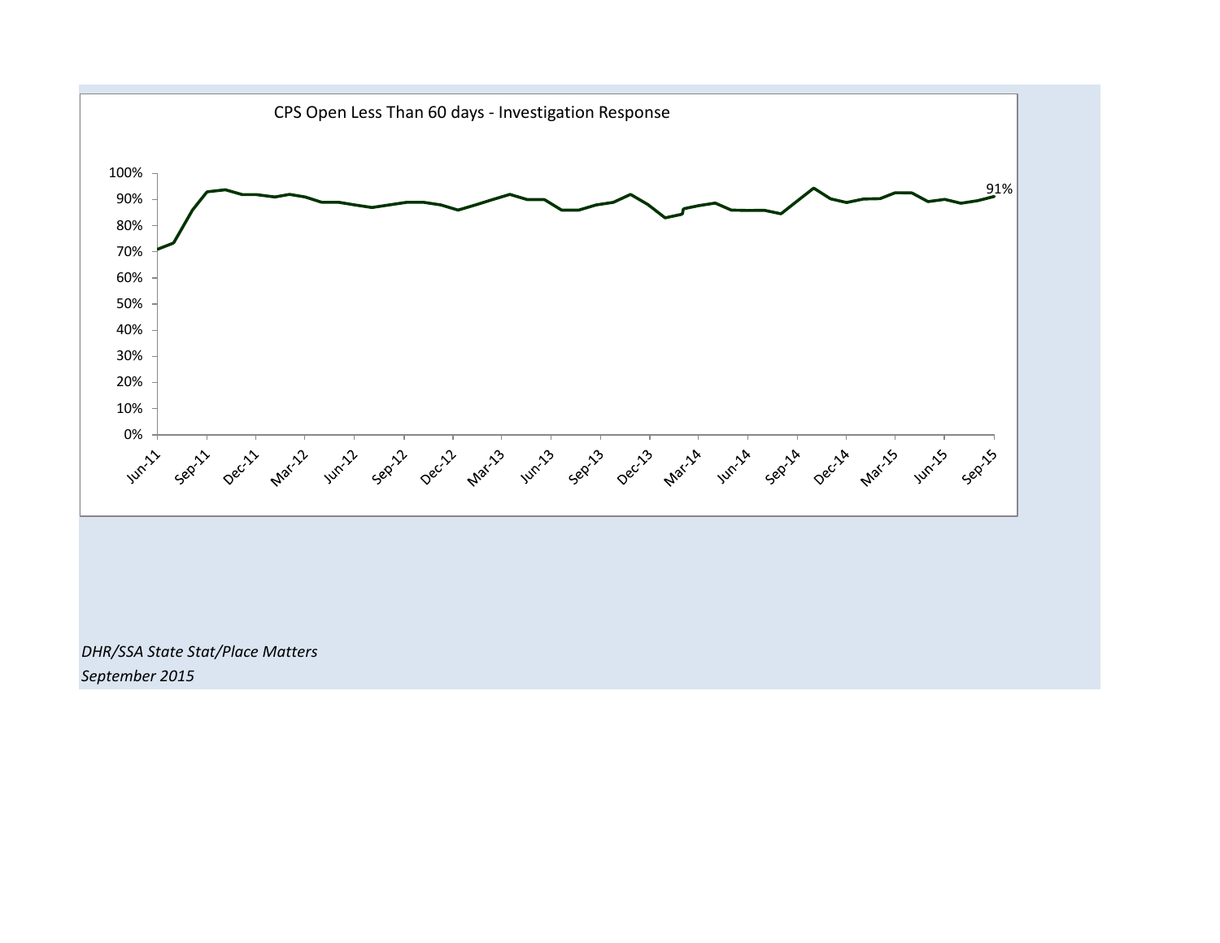CPS Open Less Than 60 days - Investigation Response

*DHR/SSA State Stat/Place Matters*
*September 2015*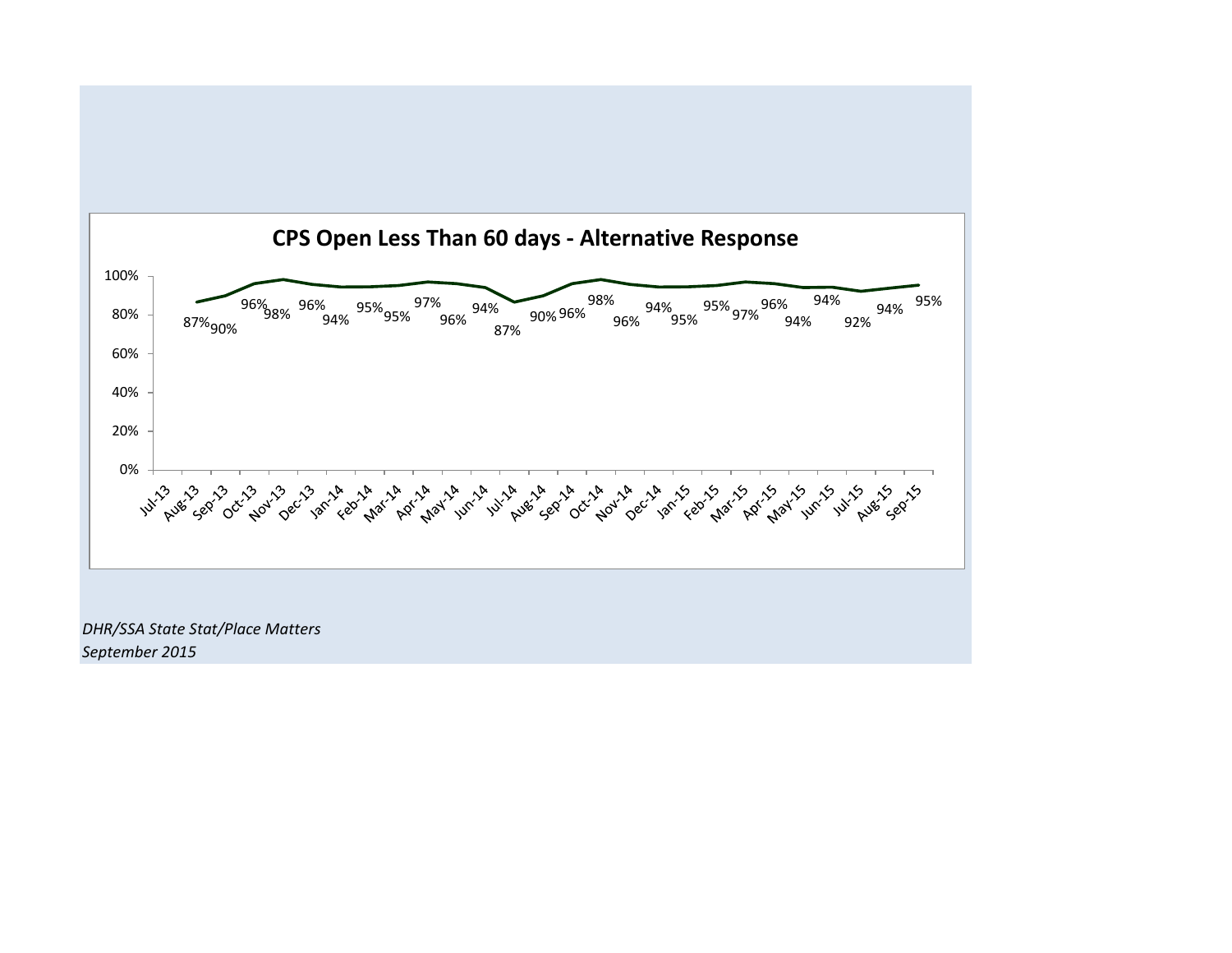## CPS Open Less Than 60 days - Alternative Response

| Month | Percent |
|---|---|
| Jul-13 | |
| Aug-13 | 87% |
| Sep-13 | 90% |
| Oct-13 | 96% |
| Nov-13 | 98% |
| Dec-13 | 96% |
| Jan-14 | 94% |
| Feb-14 | 95% |
| Mar-14 | 95% |
| Apr-14 | 97% |
| May-14 | 96% |
| Jun-14 | 94% |
| Jul-14 | 87% |
| Aug-14 | 90% |
| Sep-14 | 96% |
| Oct-14 | 98% |
| Nov-14 | 96% |
| Dec-14 | 94% |
| Jan-15 | 95% |
| Feb-15 | 95% |
| Mar-15 | 97% |
| Apr-15 | 96% |
| May-15 | 94% |
| Jun-15 | 94% |
| Jul-15 | 92% |
| Aug-15 | 94% |
| Sep-15 | 95% |

*DHR/SSA State Stat/Place Matters*
*September 2015*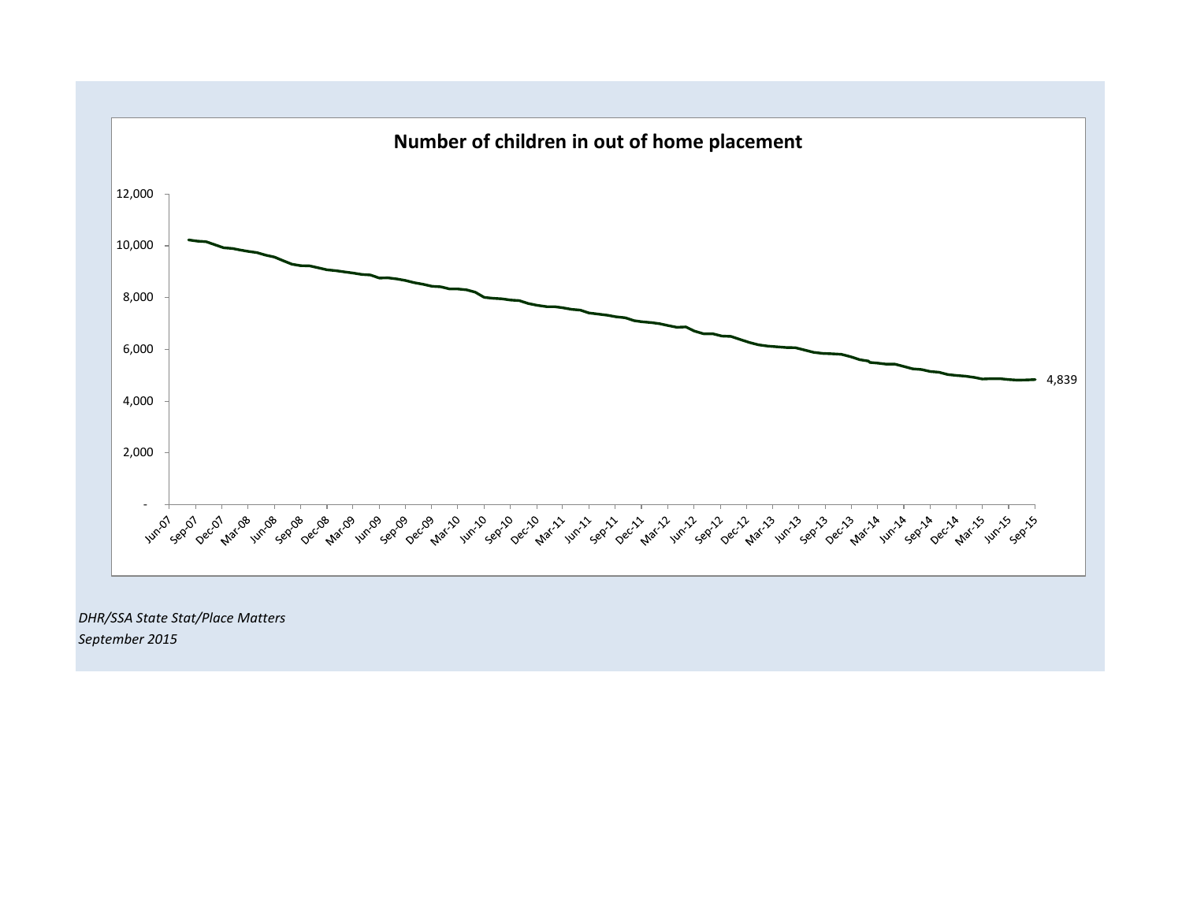**Number of children in out of home placement**

12,000

10,000

8,000

6,000

4,000

2,000

-

4,839

Jun-07, Sep-07, Dec-07, Mar-08, Jun-08, Sep-08, Dec-08, Mar-09, Jun-09, Sep-09, Dec-09, Mar-10, Jun-10, Sep-10, Dec-10, Mar-11, Jun-11, Sep-11, Dec-11, Mar-12, Jun-12, Sep-12, Dec-12, Mar-13, Jun-13, Sep-13, Dec-13, Mar-14, Jun-14, Sep-14, Dec-14, Mar-15, Jun-15, Sep-15

*DHR/SSA State Stat/Place Matters*
*September 2015*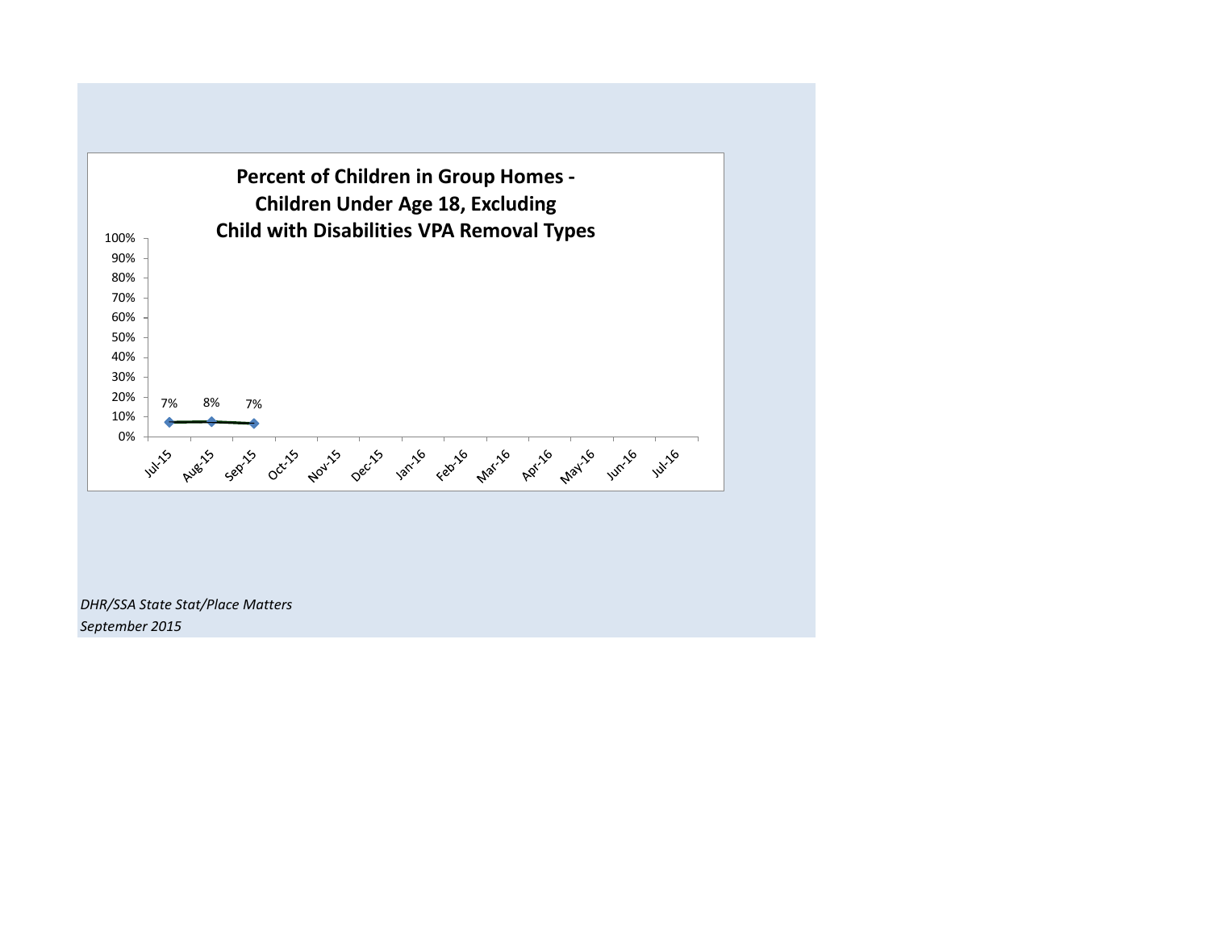## Percent of Children in Group Homes - Children Under Age 18, Excluding Child with Disabilities VPA Removal Types

| Month | Percent |
|---|---|
| Jul-15 | 7% |
| Aug-15 | 8% |
| Sep-15 | 7% |
| Oct-15 | |
| Nov-15 | |
| Dec-15 | |
| Jan-16 | |
| Feb-16 | |
| Mar-16 | |
| Apr-16 | |
| May-16 | |
| Jun-16 | |
| Jul-16 | |

*DHR/SSA State Stat/Place Matters*
*September 2015*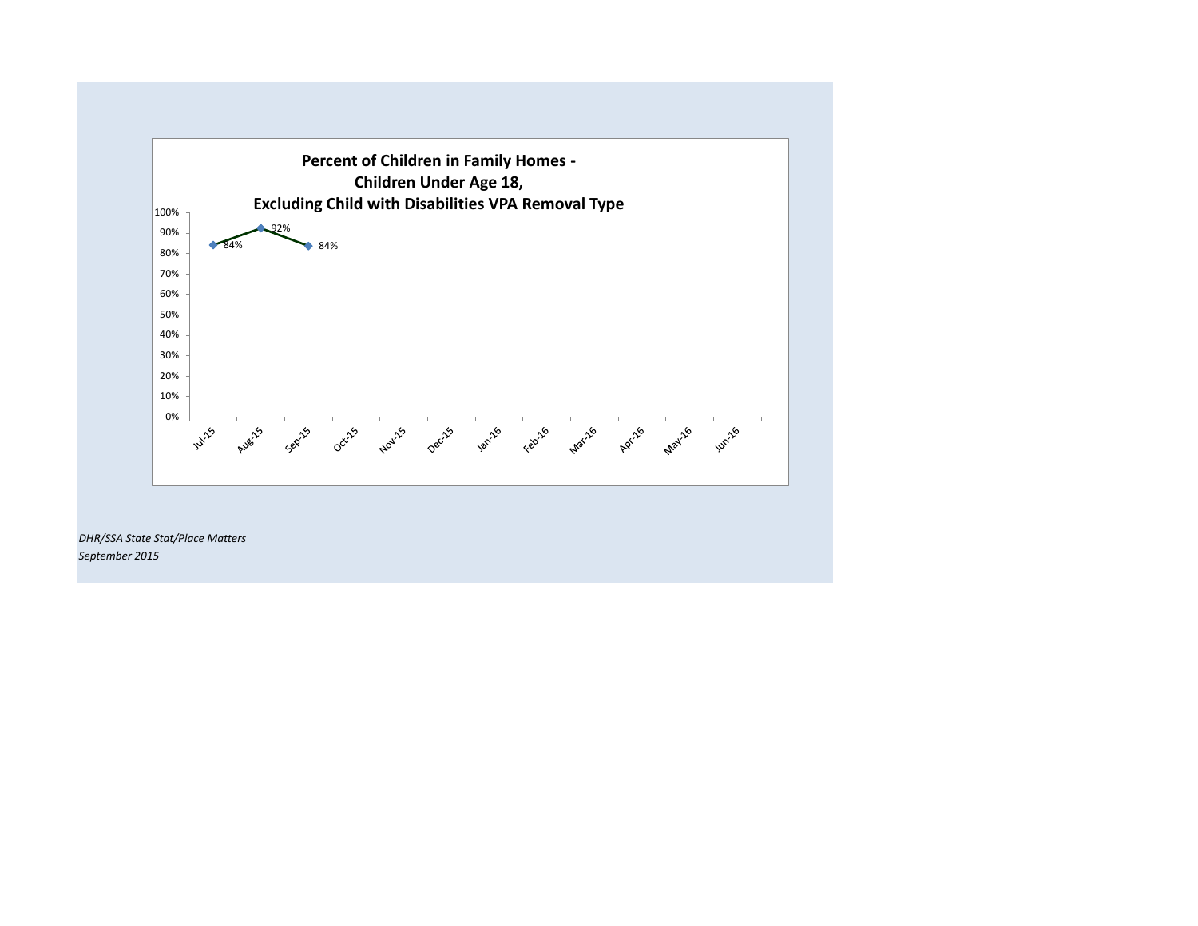**Percent of Children in Family Homes - Children Under Age 18, Excluding Child with Disabilities VPA Removal Type**

| Month | Percent |
|---|---|
| Jul-15 | 84% |
| Aug-15 | 92% |
| Sep-15 | 84% |
| Oct-15 | |
| Nov-15 | |
| Dec-15 | |
| Jan-16 | |
| Feb-16 | |
| Mar-16 | |
| Apr-16 | |
| May-16 | |
| Jun-16 | |

*DHR/SSA State Stat/Place Matters*
*September 2015*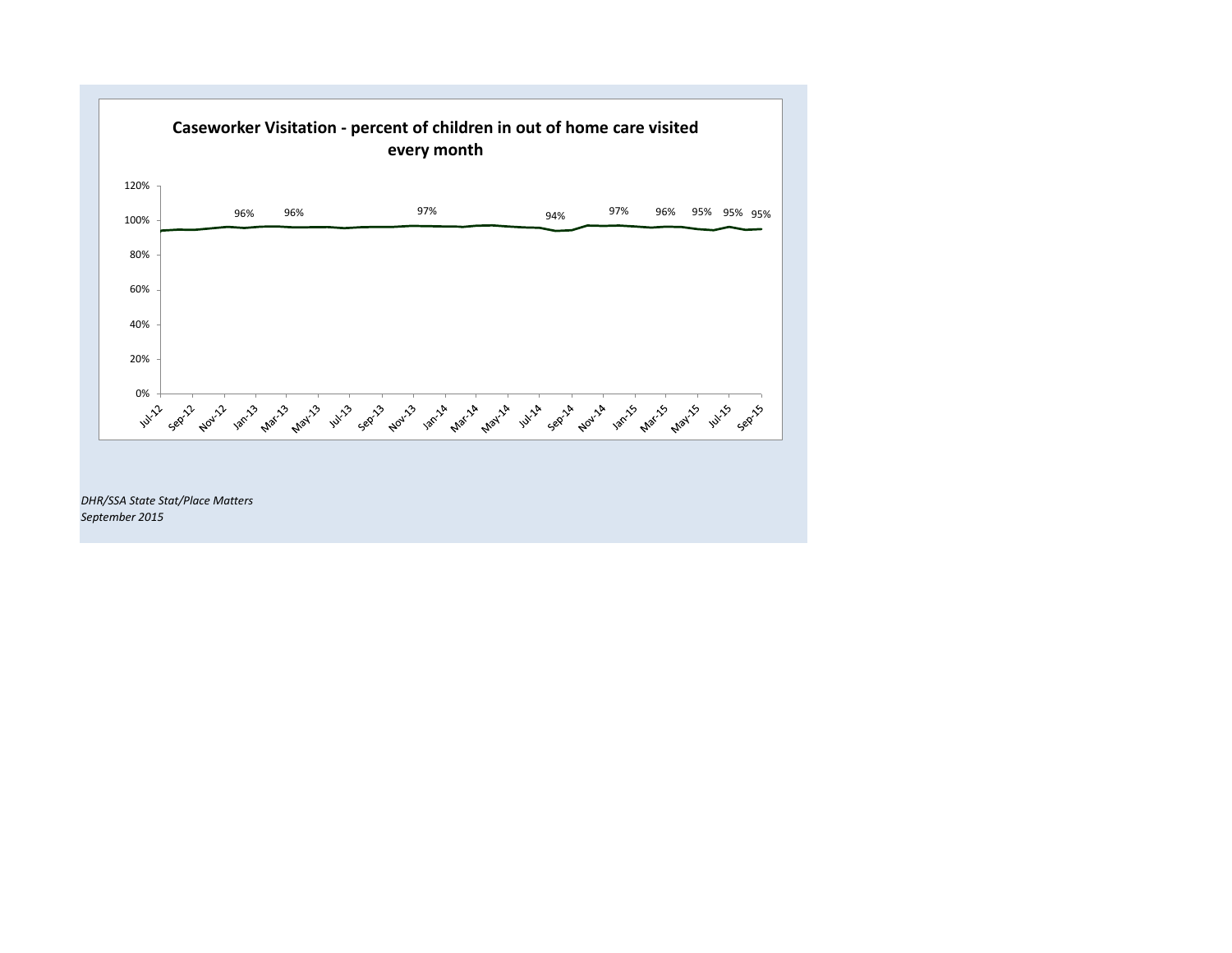**Caseworker Visitation - percent of children in out of home care visited every month**

120%
100%
80%
60%
40%
20%
0%

96% 96% 97% 94% 97% 96% 95% 95% 95%

Jul-12 Sep-12 Nov-12 Jan-13 Mar-13 May-13 Jul-13 Sep-13 Nov-13 Jan-14 Mar-14 May-14 Jul-14 Sep-14 Nov-14 Jan-15 Mar-15 May-15 Jul-15 Sep-15

*DHR/SSA State Stat/Place Matters*
*September 2015*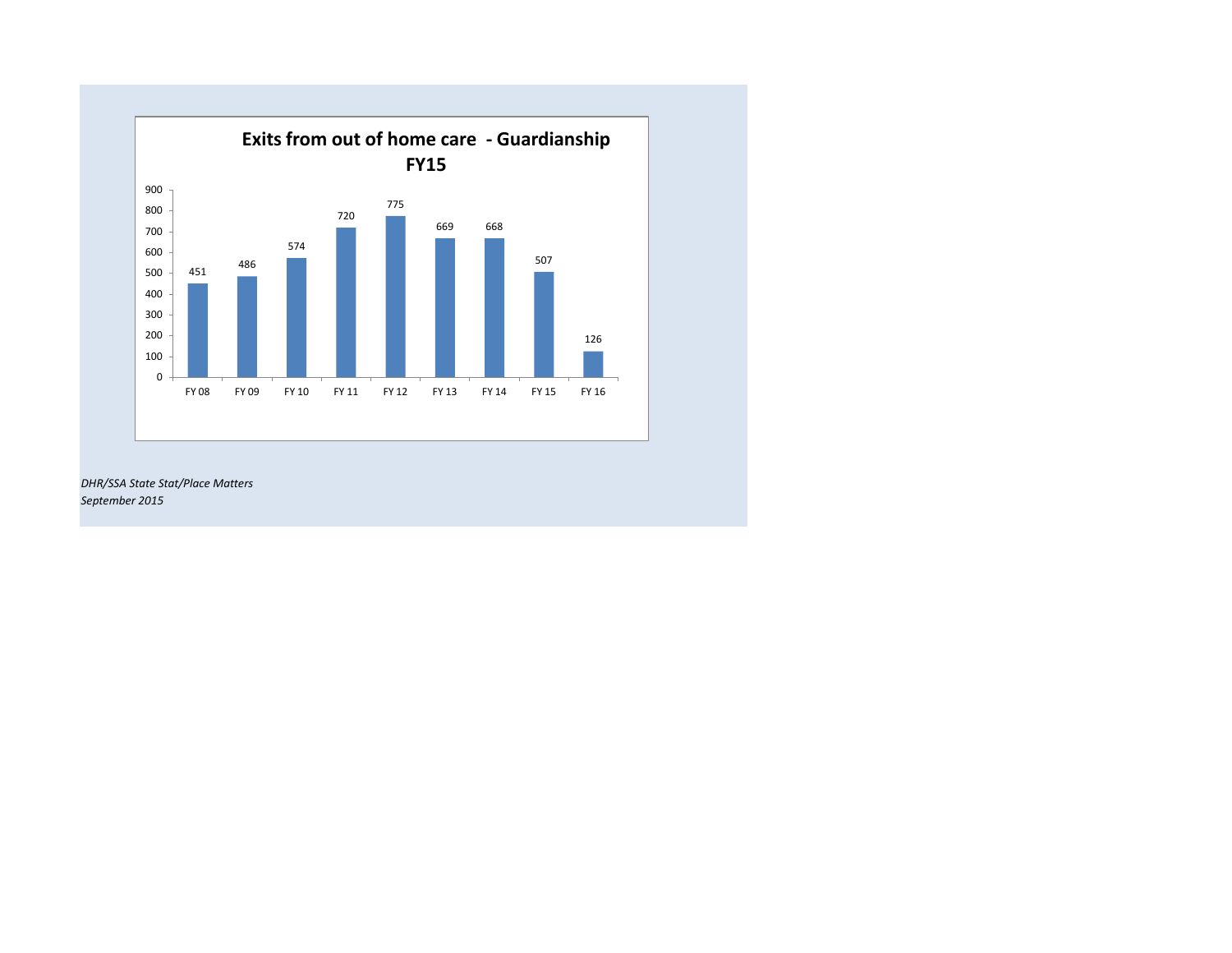**Exits from out of home care - Guardianship FY15**

| Fiscal Year | Exits |
|---|---|
| FY 08 | 451 |
| FY 09 | 486 |
| FY 10 | 574 |
| FY 11 | 720 |
| FY 12 | 775 |
| FY 13 | 669 |
| FY 14 | 668 |
| FY 15 | 507 |
| FY 16 | 126 |

*DHR/SSA State Stat/Place Matters*
*September 2015*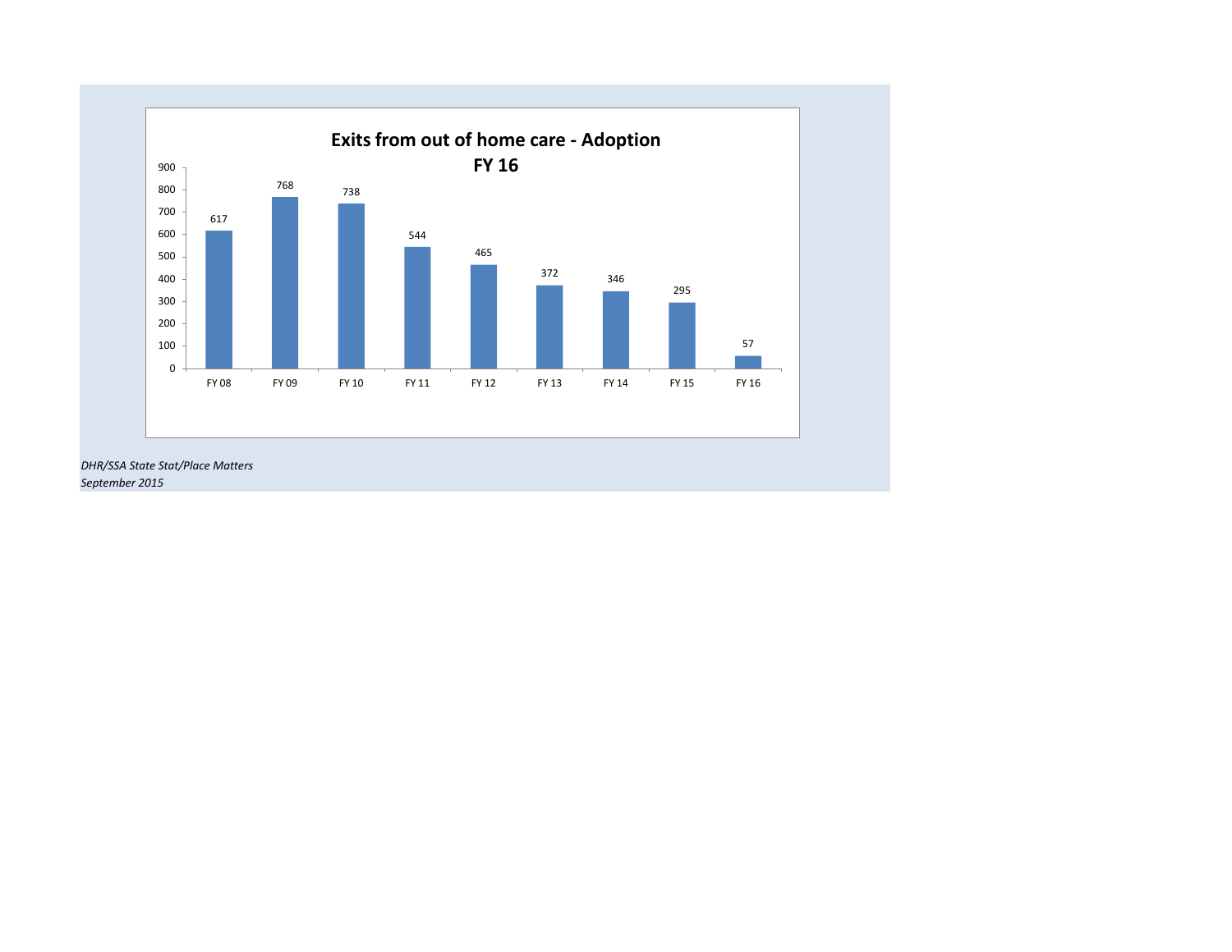**Exits from out of home care - Adoption**
**FY 16**

900
800
700
600
500
400
300
200
100
0

617
768
738
544
465
372
346
295
57

FY 08
FY 09
FY 10
FY 11
FY 12
FY 13
FY 14
FY 15
FY 16

*DHR/SSA State Stat/Place Matters*
*September 2015*